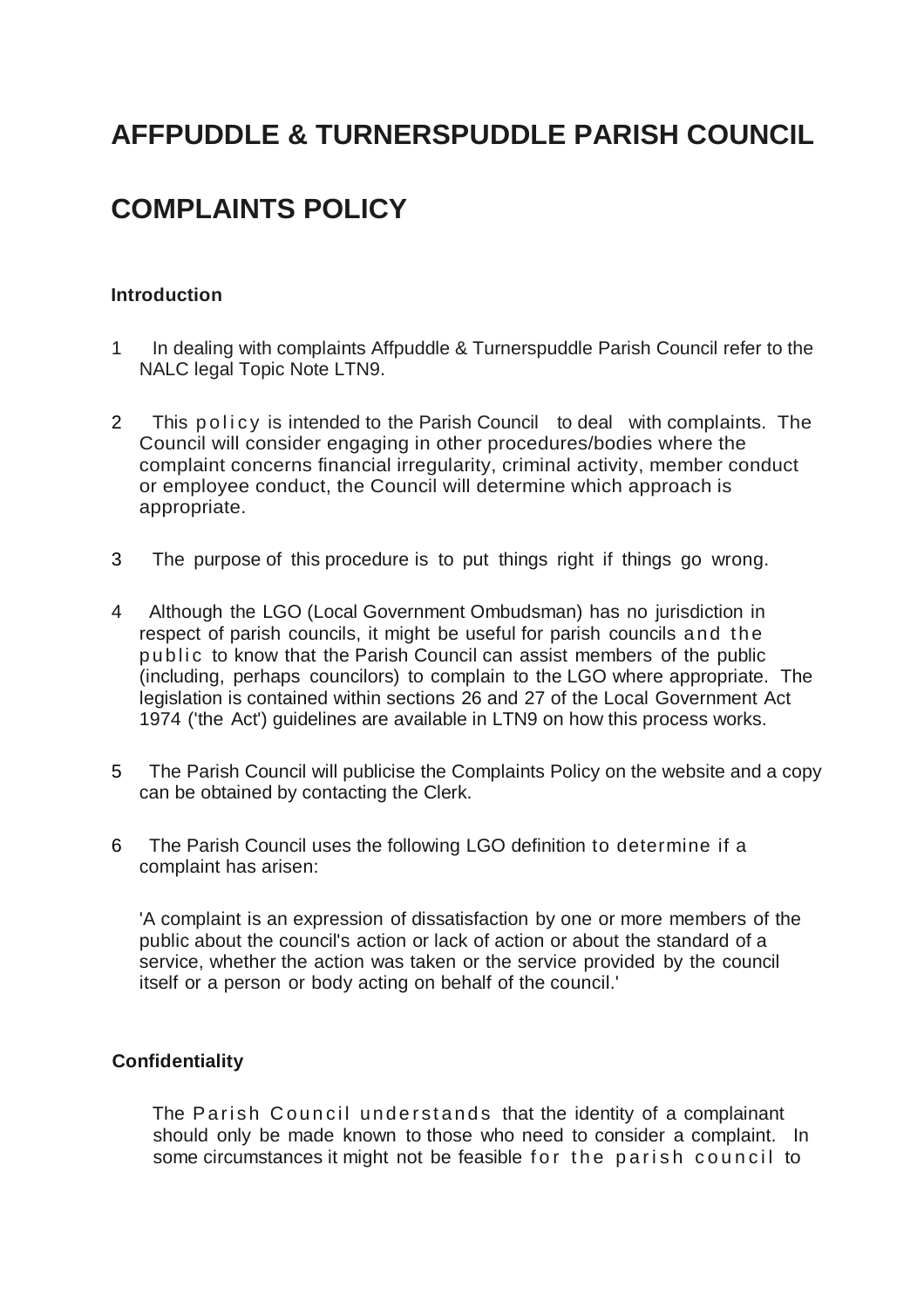# AFFPUDDLE & TURNERSPUDDLE PARISH COUNCIL

# COMPLAINTS POLICY

### Introduction

1. In dealing with complaints Affpuddle & Turnerspuddle Parish Council refer to the NALC legal Topic Note LTN9.

2. This policy is intended to the Parish Council to deal with complaints. The Council will consider engaging in other procedures/bodies where the complaint concerns financial irregularity, criminal activity, member conduct or employee conduct, the Council will determine which approach is appropriate.

3. The purpose of this procedure is to put things right if things go wrong.

4. Although the LGO (Local Government Ombudsman) has no jurisdiction in respect of parish councils, it might be useful for parish councils and the public to know that the Parish Council can assist members of the public (including, perhaps councilors) to complain to the LGO where appropriate. The legislation is contained within sections 26 and 27 of the Local Government Act 1974 ('the Act') guidelines are available in LTN9 on how this process works.

5. The Parish Council will publicise the Complaints Policy on the website and a copy can be obtained by contacting the Clerk.

6. The Parish Council uses the following LGO definition to determine if a complaint has arisen:

   'A complaint is an expression of dissatisfaction by one or more members of the public about the council's action or lack of action or about the standard of a service, whether the action was taken or the service provided by the council itself or a person or body acting on behalf of the council.'

### Confidentiality

The Parish Council understands that the identity of a complainant should only be made known to those who need to consider a complaint. In some circumstances it might not be feasible for the parish council to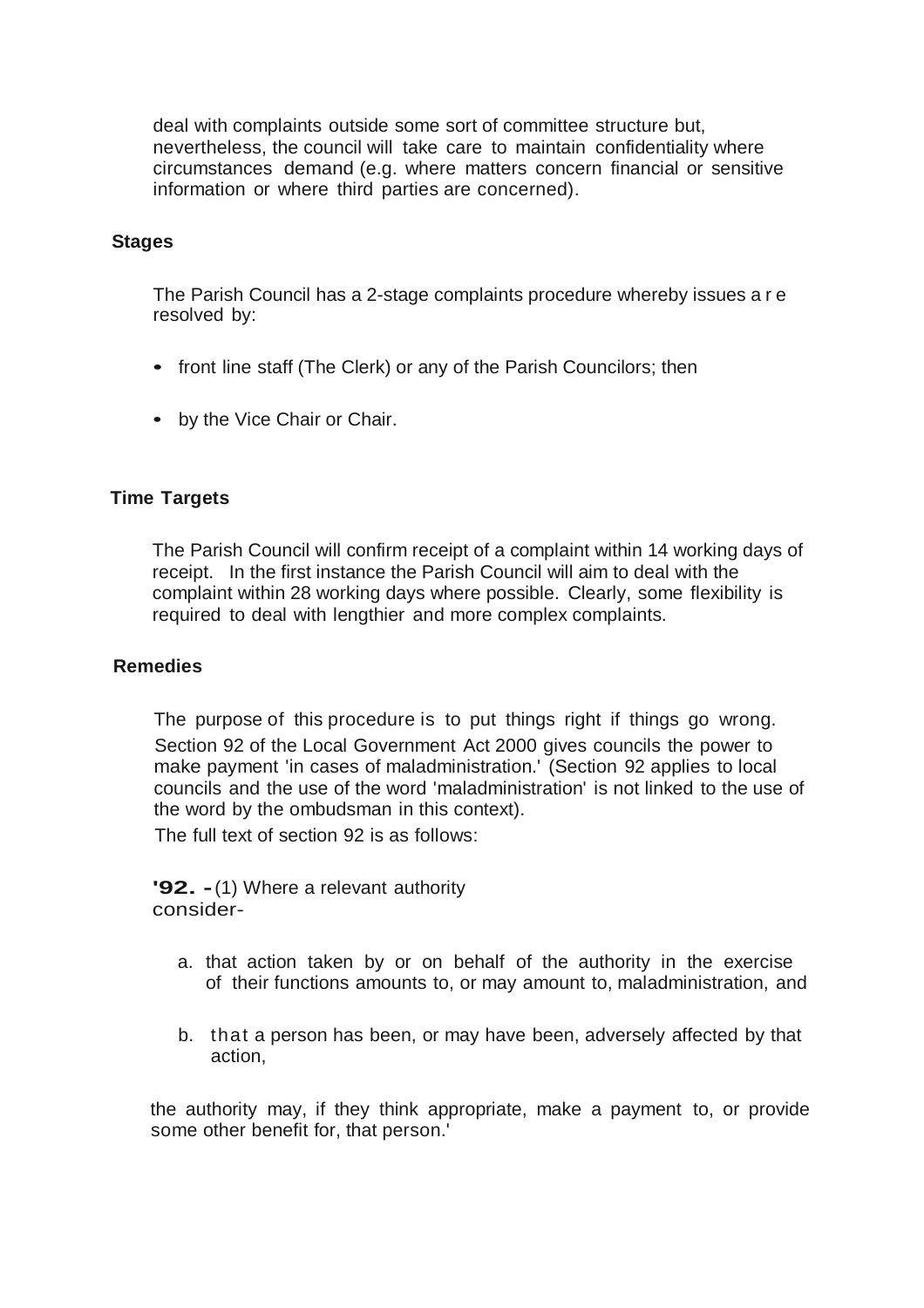deal with complaints outside some sort of committee structure but, nevertheless, the council will take care to maintain confidentiality where circumstances demand (e.g. where matters concern financial or sensitive information or where third parties are concerned).

### Stages

The Parish Council has a 2-stage complaints procedure whereby issues are resolved by:

- front line staff (The Clerk) or any of the Parish Councilors; then
- by the Vice Chair or Chair.

### Time Targets

The Parish Council will confirm receipt of a complaint within 14 working days of receipt. In the first instance the Parish Council will aim to deal with the complaint within 28 working days where possible. Clearly, some flexibility is required to deal with lengthier and more complex complaints.

### Remedies

The purpose of this procedure is to put things right if things go wrong. Section 92 of the Local Government Act 2000 gives councils the power to make payment 'in cases of maladministration.' (Section 92 applies to local councils and the use of the word 'maladministration' is not linked to the use of the word by the ombudsman in this context).

The full text of section 92 is as follows:

'**92. -**(1) Where a relevant authority consider-

a. that action taken by or on behalf of the authority in the exercise of their functions amounts to, or may amount to, maladministration, and

b. that a person has been, or may have been, adversely affected by that action,

the authority may, if they think appropriate, make a payment to, or provide some other benefit for, that person.'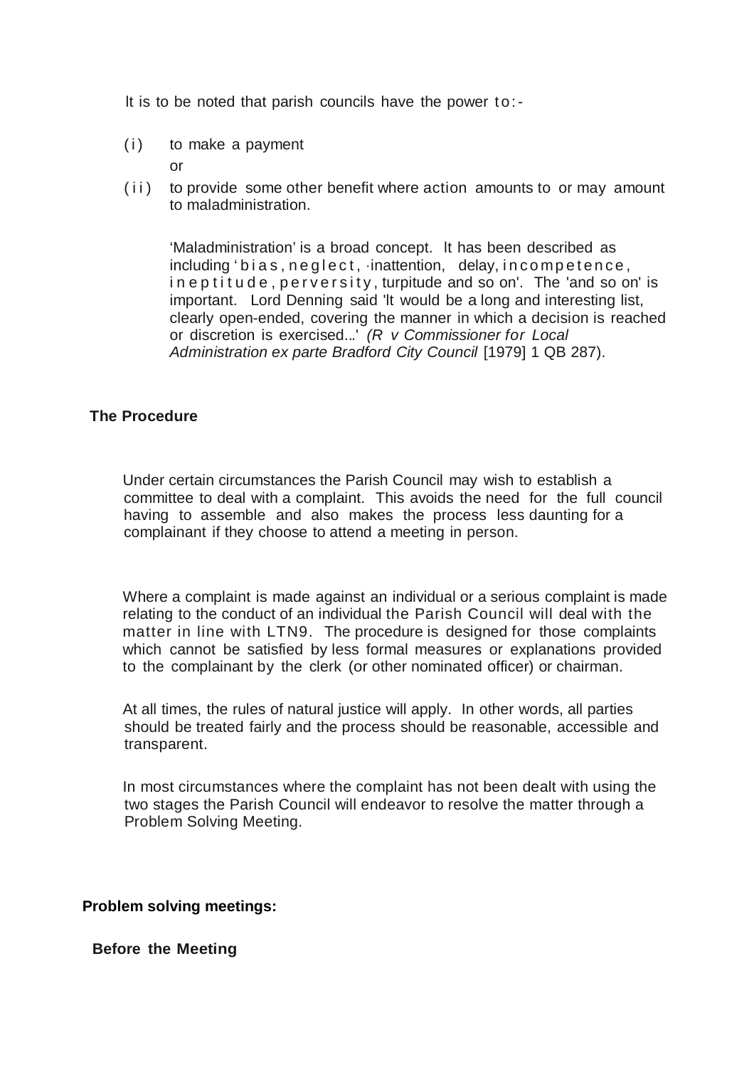It is to be noted that parish councils have the power to:-

(i) to make a payment

or

(ii) to provide some other benefit where action amounts to or may amount to maladministration.

> 'Maladministration' is a broad concept. It has been described as including 'bias, neglect, ·inattention, delay, incompetence, ineptitude, perversity, turpitude and so on'. The 'and so on' is important. Lord Denning said 'It would be a long and interesting list, clearly open-ended, covering the manner in which a decision is reached or discretion is exercised...' *(R v Commissioner for Local Administration ex parte Bradford City Council* [1979] 1 QB 287).

## The Procedure

Under certain circumstances the Parish Council may wish to establish a committee to deal with a complaint. This avoids the need for the full council having to assemble and also makes the process less daunting for a complainant if they choose to attend a meeting in person.

Where a complaint is made against an individual or a serious complaint is made relating to the conduct of an individual the Parish Council will deal with the matter in line with LTN9. The procedure is designed for those complaints which cannot be satisfied by less formal measures or explanations provided to the complainant by the clerk (or other nominated officer) or chairman.

At all times, the rules of natural justice will apply. In other words, all parties should be treated fairly and the process should be reasonable, accessible and transparent.

In most circumstances where the complaint has not been dealt with using the two stages the Parish Council will endeavor to resolve the matter through a Problem Solving Meeting.

## Problem solving meetings:

### Before the Meeting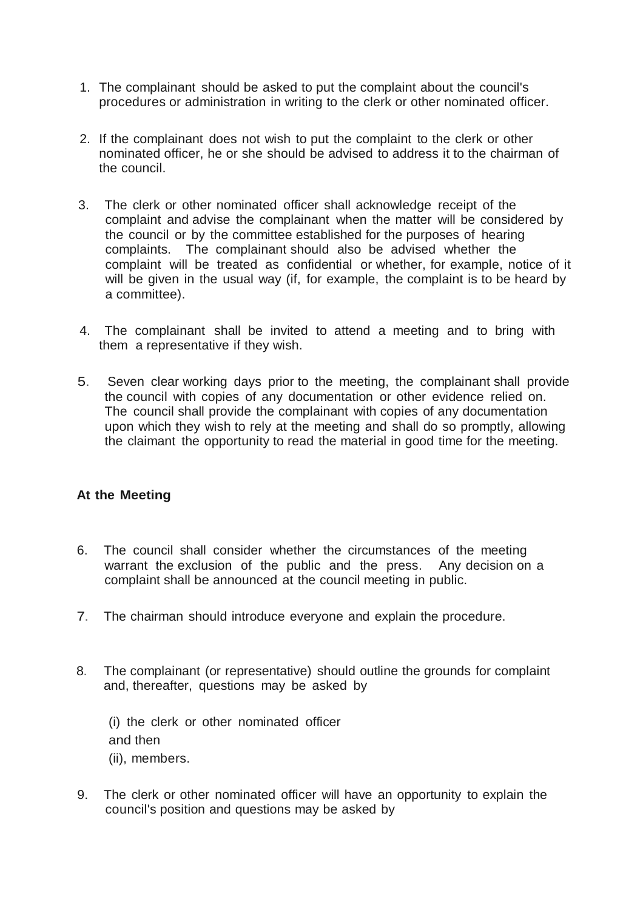1. The complainant should be asked to put the complaint about the council's procedures or administration in writing to the clerk or other nominated officer.

2. If the complainant does not wish to put the complaint to the clerk or other nominated officer, he or she should be advised to address it to the chairman of the council.

3. The clerk or other nominated officer shall acknowledge receipt of the complaint and advise the complainant when the matter will be considered by the council or by the committee established for the purposes of hearing complaints. The complainant should also be advised whether the complaint will be treated as confidential or whether, for example, notice of it will be given in the usual way (if, for example, the complaint is to be heard by a committee).

4. The complainant shall be invited to attend a meeting and to bring with them a representative if they wish.

5. Seven clear working days prior to the meeting, the complainant shall provide the council with copies of any documentation or other evidence relied on. The council shall provide the complainant with copies of any documentation upon which they wish to rely at the meeting and shall do so promptly, allowing the claimant the opportunity to read the material in good time for the meeting.

**At the Meeting**

6. The council shall consider whether the circumstances of the meeting warrant the exclusion of the public and the press. Any decision on a complaint shall be announced at the council meeting in public.

7. The chairman should introduce everyone and explain the procedure.

8. The complainant (or representative) should outline the grounds for complaint and, thereafter, questions may be asked by

   (i) the clerk or other nominated officer
   and then
   (ii), members.

9. The clerk or other nominated officer will have an opportunity to explain the council's position and questions may be asked by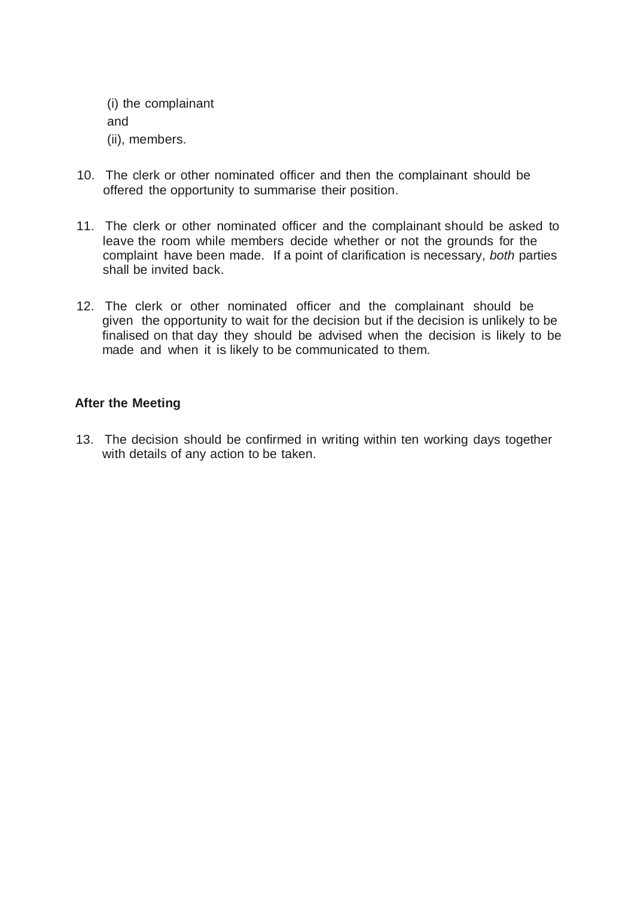(i) the complainant

and

(ii), members.

10. The clerk or other nominated officer and then the complainant should be offered the opportunity to summarise their position.

11. The clerk or other nominated officer and the complainant should be asked to leave the room while members decide whether or not the grounds for the complaint have been made. If a point of clarification is necessary, *both* parties shall be invited back.

12. The clerk or other nominated officer and the complainant should be given the opportunity to wait for the decision but if the decision is unlikely to be finalised on that day they should be advised when the decision is likely to be made and when it is likely to be communicated to them.

**After the Meeting**

13. The decision should be confirmed in writing within ten working days together with details of any action to be taken.